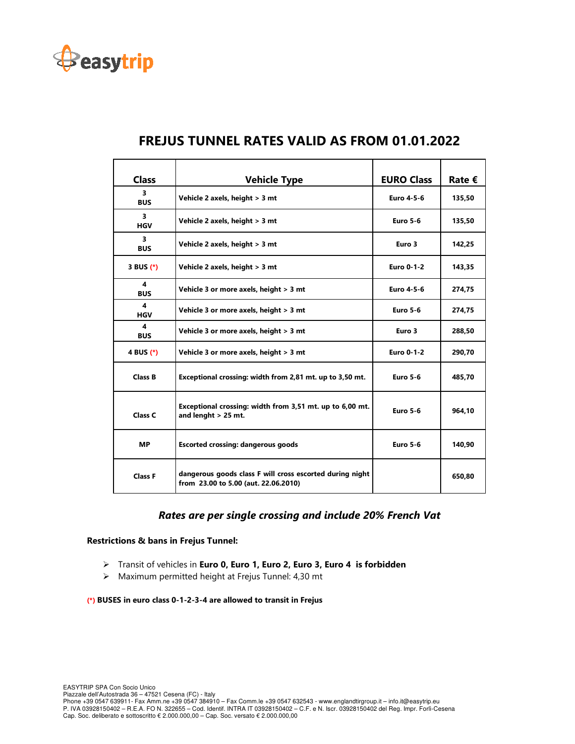easytrip

# FREJUS TUNNEL RATES VALID AS FROM 01.01.2022

| Class | Vehicle Type | EURO Class | Rate € |
|---|---|---|---|
| 3 BUS | Vehicle 2 axels, height > 3 mt | Euro 4-5-6 | 135,50 |
| 3 HGV | Vehicle 2 axels, height > 3 mt | Euro 5-6 | 135,50 |
| 3 BUS | Vehicle 2 axels, height > 3 mt | Euro 3 | 142,25 |
| 3 BUS (*) | Vehicle 2 axels, height > 3 mt | Euro 0-1-2 | 143,35 |
| 4 BUS | Vehicle 3 or more axels, height > 3 mt | Euro 4-5-6 | 274,75 |
| 4 HGV | Vehicle 3 or more axels, height > 3 mt | Euro 5-6 | 274,75 |
| 4 BUS | Vehicle 3 or more axels, height > 3 mt | Euro 3 | 288,50 |
| 4 BUS (*) | Vehicle 3 or more axels, height > 3 mt | Euro 0-1-2 | 290,70 |
| Class B | Exceptional crossing: width from 2,81 mt. up to 3,50 mt. | Euro 5-6 | 485,70 |
| Class C | Exceptional crossing: width from 3,51 mt. up to 6,00 mt. and lenght > 25 mt. | Euro 5-6 | 964,10 |
| MP | Escorted crossing: dangerous goods | Euro 5-6 | 140,90 |
| Class F | dangerous goods class F will cross escorted during night from 23.00 to 5.00 (aut. 22.06.2010) | | 650,80 |

***Rates are per single crossing and include 20% French Vat***

**Restrictions & bans in Frejus Tunnel:**

- Transit of vehicles in **Euro 0, Euro 1, Euro 2, Euro 3, Euro 4 is forbidden**
- Maximum permitted height at Frejus Tunnel: 4,30 mt

**(*) BUSES in euro class 0-1-2-3-4 are allowed to transit in Frejus**

EASYTRIP SPA Con Socio Unico
Piazzale dell'Autostrada 36 – 47521 Cesena (FC) - Italy
Phone +39 0547 639911- Fax Amm.ne +39 0547 384910 – Fax Comm.le +39 0547 632543 - www.englandtirgroup.it – info.it@easytrip.eu
P. IVA 03928150402 – R.E.A. FO N. 322655 – Cod. Identif. INTRA IT 03928150402 – C.F. e N. Iscr. 03928150402 del Reg. Impr. Forlì-Cesena
Cap. Soc. deliberato e sottoscritto € 2.000.000,00 – Cap. Soc. versato € 2.000.000,00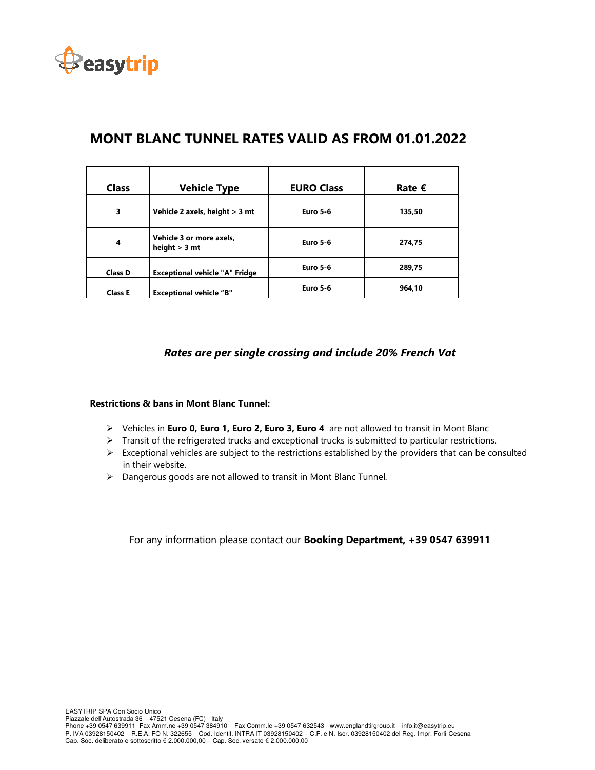easytrip

# MONT BLANC TUNNEL RATES VALID AS FROM 01.01.2022

| Class | Vehicle Type | EURO Class | Rate € |
| --- | --- | --- | --- |
| 3 | Vehicle 2 axels, height > 3 mt | Euro 5-6 | 135,50 |
| 4 | Vehicle 3 or more axels, height > 3 mt | Euro 5-6 | 274,75 |
| Class D | Exceptional vehicle "A" Fridge | Euro 5-6 | 289,75 |
| Class E | Exceptional vehicle "B" | Euro 5-6 | 964,10 |

***Rates are per single crossing and include 20% French Vat***

**Restrictions & bans in Mont Blanc Tunnel:**

- Vehicles in **Euro 0, Euro 1, Euro 2, Euro 3, Euro 4** are not allowed to transit in Mont Blanc
- Transit of the refrigerated trucks and exceptional trucks is submitted to particular restrictions.
- Exceptional vehicles are subject to the restrictions established by the providers that can be consulted in their website.
- Dangerous goods are not allowed to transit in Mont Blanc Tunnel.

For any information please contact our **Booking Department, +39 0547 639911**

EASYTRIP SPA Con Socio Unico
Piazzale dell'Autostrada 36 – 47521 Cesena (FC) - Italy
Phone +39 0547 639911- Fax Amm.ne +39 0547 384910 – Fax Comm.le +39 0547 632543 - www.englandtirgroup.it – info.it@easytrip.eu
P. IVA 03928150402 – R.E.A. FO N. 322655 – Cod. Identif. INTRA IT 03928150402 – C.F. e N. Iscr. 03928150402 del Reg. Impr. Forlì-Cesena
Cap. Soc. deliberato e sottoscritto € 2.000.000,00 – Cap. Soc. versato € 2.000.000,00